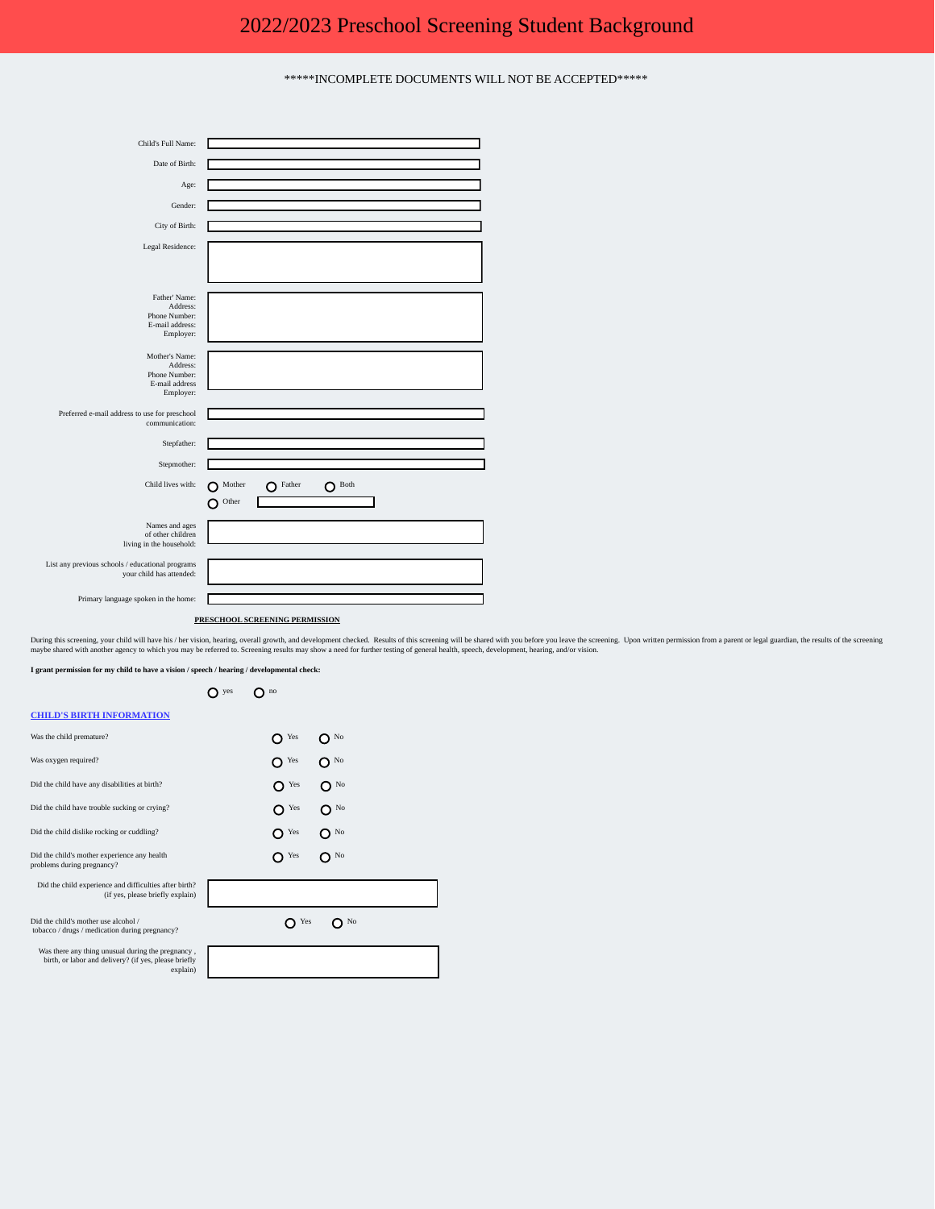#  2022/2023 Preschool Screening Student Background

*****INCOMPLETE DOCUMENTS WILL NOT BE ACCEPTED*****

Child's Full Name:

Date of Birth:

Age:

Gender:

City of Birth:

Legal Residence:

Father' Name:
Address:
Phone Number:
E-mail address:
Employer:

Mother's Name:
Address:
Phone Number:
E-mail address
Employer:

Preferred e-mail address to use for preschool communication:

Stepfather:

Stepmother:

Child lives with: ○ Mother ○ Father ○ Both ○ Other

Names and ages of other children living in the household:

List any previous schools / educational programs your child has attended:

Primary language spoken in the home:

**PRESCHOOL SCREENING PERMISSION**

During this screening, your child will have his / her vision, hearing, overall growth, and development checked. Results of this screening will be shared with you before you leave the screening. Upon written permission from a parent or legal guardian, the results of the screening maybe shared with another agency to which you may be referred to. Screening results may show a need for further testing of general health, speech, development, hearing, and/or vision.

**I grant permission for my child to have a vision / speech / hearing / developmental check:**

○ yes ○ no

## CHILD'S BIRTH INFORMATION

Was the child premature? ○ Yes ○ No

Was oxygen required? ○ Yes ○ No

Did the child have any disabilities at birth? ○ Yes ○ No

Did the child have trouble sucking or crying? ○ Yes ○ No

Did the child dislike rocking or cuddling? ○ Yes ○ No

Did the child's mother experience any health problems during pregnancy? ○ Yes ○ No

Did the child experience and difficulties after birth? (if yes, please briefly explain)

Did the child's mother use alcohol / tobacco / drugs / medication during pregnancy? ○ Yes ○ No

Was there any thing unusual during the pregnancy , birth, or labor and delivery? (if yes, please briefly explain)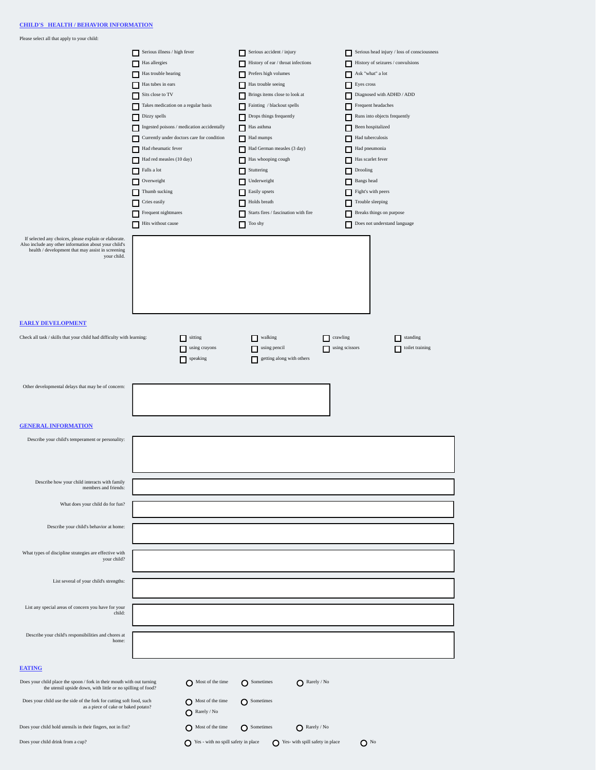## CHILD'S HEALTH / BEHAVIOR INFORMATION

Please select all that apply to your child:

- [ ] Serious illness / high fever
- [ ] Serious accident / injury
- [ ] Serious head injury / loss of consciousness
- [ ] Has allergies
- [ ] History of ear / throat infections
- [ ] History of seizures / convulsions
- [ ] Has trouble hearing
- [ ] Prefers high volumes
- [ ] Ask "what" a lot
- [ ] Has tubes in ears
- [ ] Has trouble seeing
- [ ] Eyes cross
- [ ] Sits close to TV
- [ ] Brings items close to look at
- [ ] Diagnosed with ADHD / ADD
- [ ] Takes medication on a regular basis
- [ ] Fainting / blackout spells
- [ ] Frequent headaches
- [ ] Dizzy spells
- [ ] Drops things frequently
- [ ] Runs into objects frequently
- [ ] Ingested poisons / medication accidentally
- [ ] Has asthma
- [ ] Been hospitalized
- [ ] Currently under doctors care for condition
- [ ] Had mumps
- [ ] Had tuberculosis
- [ ] Had rheumatic fever
- [ ] Had German measles (3 day)
- [ ] Had pneumonia
- [ ] Had red measles (10 day)
- [ ] Has whooping cough
- [ ] Has scarlet fever
- [ ] Falls a lot
- [ ] Stuttering
- [ ] Drooling
- [ ] Overweight
- [ ] Underweight
- [ ] Bangs head
- [ ] Thumb sucking
- [ ] Easily upsets
- [ ] Fight's with peers
- [ ] Cries easily
- [ ] Holds breath
- [ ] Trouble sleeping
- [ ] Frequent nightmares
- [ ] Starts fires / fascination with fire
- [ ] Breaks things on purpose
- [ ] Hits without cause
- [ ] Too shy
- [ ] Does not understand language

If selected any choices, please explain or elaborate. Also include any other information about your child's health / development that may assist in screening your child.

## EARLY DEVELOPMENT

Check all task / skills that your child had difficulty with learning:

- [ ] sitting
- [ ] walking
- [ ] crawling
- [ ] standing
- [ ] using crayons
- [ ] using pencil
- [ ] using scissors
- [ ] toilet training
- [ ] speaking
- [ ] getting along with others

Other developmental delays that may be of concern:

## GENERAL INFORMATION

Describe your child's temperament or personality:

Describe how your child interacts with family members and friends:

What does your child do for fun?

Describe your child's behavior at home:

What types of discipline strategies are effective with your child?

List several of your child's strengths:

List any special areas of concern you have for your child:

Describe your child's responsibilities and chores at home:

## EATING

Does your child place the spoon / fork in their mouth with out turning the utensil upside down, with little or no spilling of food?
- ○ Most of the time
- ○ Sometimes
- ○ Rarely / No

Does your child use the side of the fork for cutting soft food, such as a piece of cake or baked potato?
- ○ Most of the time
- ○ Sometimes
- ○ Rarely / No

Does your child hold utensils in their fingers, not in fist?
- ○ Most of the time
- ○ Sometimes
- ○ Rarely / No

Does your child drink from a cup?
- ○ Yes - with no spill safety in place
- ○ Yes- with spill safety in place
- ○ No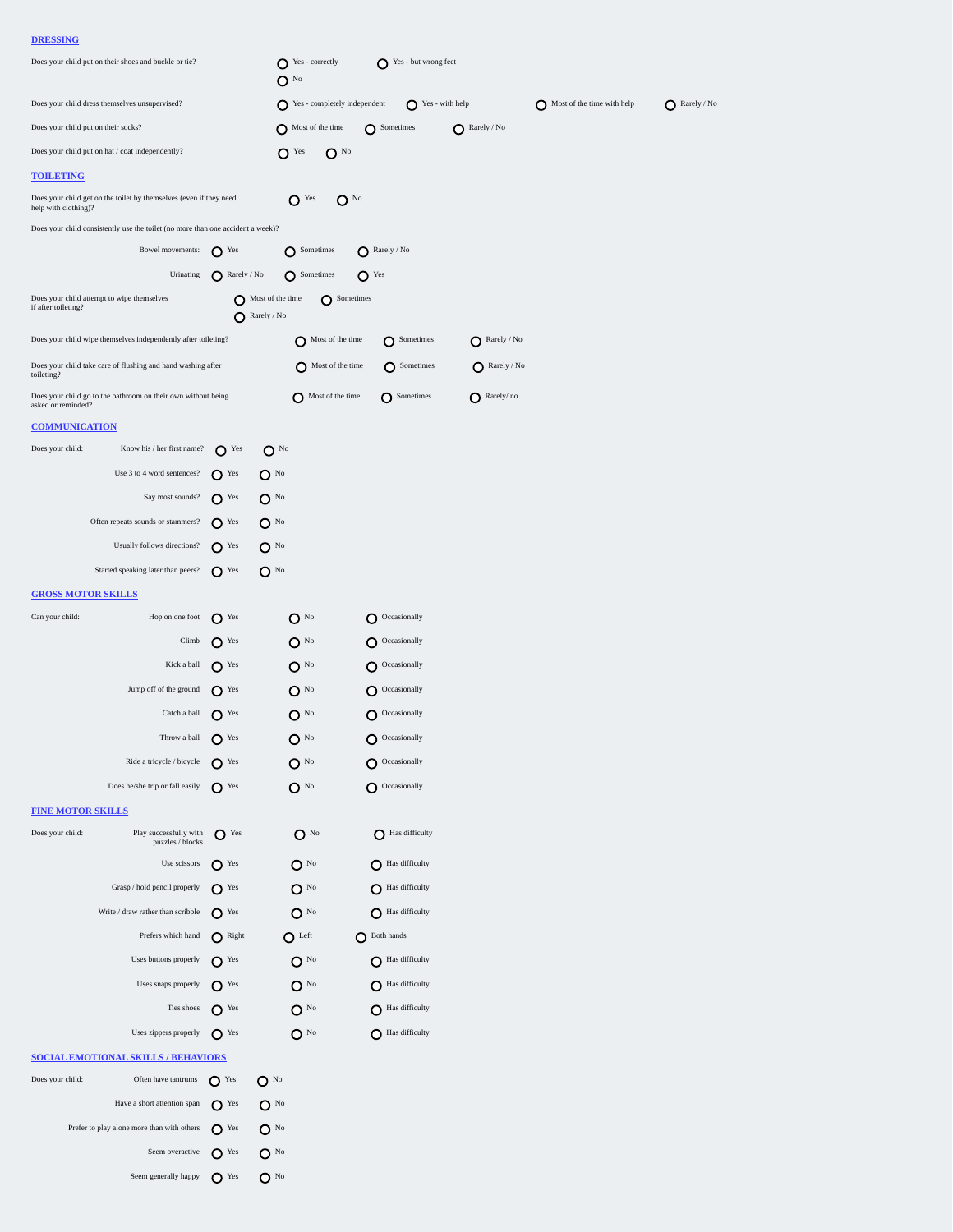## DRESSING

Does your child put on their shoes and buckle or tie?
○ Yes - correctly ○ Yes - but wrong feet ○ No

Does your child dress themselves unsupervised?
○ Yes - completely independent ○ Yes - with help ○ Most of the time with help ○ Rarely / No

Does your child put on their socks?
○ Most of the time ○ Sometimes ○ Rarely / No

Does your child put on hat / coat independently?
○ Yes ○ No

## TOILETING

Does your child get on the toilet by themselves (even if they need help with clothing)?
○ Yes ○ No

Does your child consistently use the toilet (no more than one accident a week)?

Bowel movements: ○ Yes ○ Sometimes ○ Rarely / No

Urinating ○ Rarely / No ○ Sometimes ○ Yes

Does your child attempt to wipe themselves if after toileting?
○ Most of the time ○ Sometimes ○ Rarely / No

Does your child wipe themselves independently after toileting?
○ Most of the time ○ Sometimes ○ Rarely / No

Does your child take care of flushing and hand washing after toileting?
○ Most of the time ○ Sometimes ○ Rarely / No

Does your child go to the bathroom on their own without being asked or reminded?
○ Most of the time ○ Sometimes ○ Rarely/ no

## COMMUNICATION

Does your child:

| | | |
|---|---|---|
| Know his / her first name? | ○ Yes | ○ No |
| Use 3 to 4 word sentences? | ○ Yes | ○ No |
| Say most sounds? | ○ Yes | ○ No |
| Often repeats sounds or stammers? | ○ Yes | ○ No |
| Usually follows directions? | ○ Yes | ○ No |
| Started speaking later than peers? | ○ Yes | ○ No |

## GROSS MOTOR SKILLS

Can your child:

| | | | |
|---|---|---|---|
| Hop on one foot | ○ Yes | ○ No | ○ Occasionally |
| Climb | ○ Yes | ○ No | ○ Occasionally |
| Kick a ball | ○ Yes | ○ No | ○ Occasionally |
| Jump off of the ground | ○ Yes | ○ No | ○ Occasionally |
| Catch a ball | ○ Yes | ○ No | ○ Occasionally |
| Throw a ball | ○ Yes | ○ No | ○ Occasionally |
| Ride a tricycle / bicycle | ○ Yes | ○ No | ○ Occasionally |
| Does he/she trip or fall easily | ○ Yes | ○ No | ○ Occasionally |

## FINE MOTOR SKILLS

Does your child:

| | | | |
|---|---|---|---|
| Play successfully with puzzles / blocks | ○ Yes | ○ No | ○ Has difficulty |
| Use scissors | ○ Yes | ○ No | ○ Has difficulty |
| Grasp / hold pencil properly | ○ Yes | ○ No | ○ Has difficulty |
| Write / draw rather than scribble | ○ Yes | ○ No | ○ Has difficulty |
| Prefers which hand | ○ Right | ○ Left | ○ Both hands |
| Uses buttons properly | ○ Yes | ○ No | ○ Has difficulty |
| Uses snaps properly | ○ Yes | ○ No | ○ Has difficulty |
| Ties shoes | ○ Yes | ○ No | ○ Has difficulty |
| Uses zippers properly | ○ Yes | ○ No | ○ Has difficulty |

## SOCIAL EMOTIONAL SKILLS / BEHAVIORS

Does your child:

| | | |
|---|---|---|
| Often have tantrums | ○ Yes | ○ No |
| Have a short attention span | ○ Yes | ○ No |
| Prefer to play alone more than with others | ○ Yes | ○ No |
| Seem overactive | ○ Yes | ○ No |
| Seem generally happy | ○ Yes | ○ No |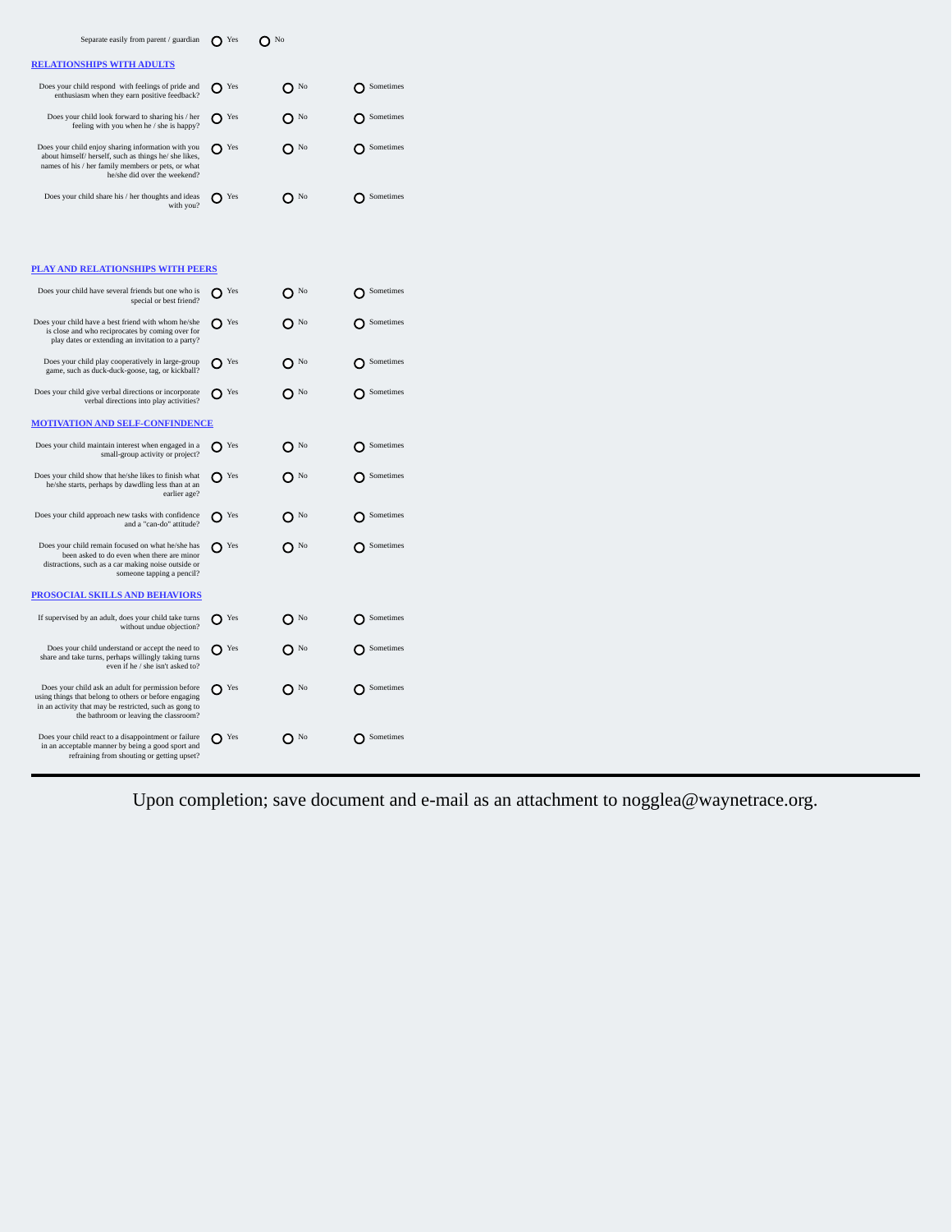| | | | |
|---|---|---|---|
| Separate easily from parent / guardian | Yes | No | |

## RELATIONSHIPS WITH ADULTS

| | | | |
|---|---|---|---|
| Does your child respond with feelings of pride and enthusiasm when they earn positive feedback? | Yes | No | Sometimes |
| Does your child look forward to sharing his / her feeling with you when he / she is happy? | Yes | No | Sometimes |
| Does your child enjoy sharing information with you about himself/ herself, such as things he/ she likes, names of his / her family members or pets, or what he/she did over the weekend? | Yes | No | Sometimes |
| Does your child share his / her thoughts and ideas with you? | Yes | No | Sometimes |

## PLAY AND RELATIONSHIPS WITH PEERS

| | | | |
|---|---|---|---|
| Does your child have several friends but one who is special or best friend? | Yes | No | Sometimes |
| Does your child have a best friend with whom he/she is close and who reciprocates by coming over for play dates or extending an invitation to a party? | Yes | No | Sometimes |
| Does your child play cooperatively in large-group game, such as duck-duck-goose, tag, or kickball? | Yes | No | Sometimes |
| Does your child give verbal directions or incorporate verbal directions into play activities? | Yes | No | Sometimes |

## MOTIVATION AND SELF-CONFINDENCE

| | | | |
|---|---|---|---|
| Does your child maintain interest when engaged in a small-group activity or project? | Yes | No | Sometimes |
| Does your child show that he/she likes to finish what he/she starts, perhaps by dawdling less than at an earlier age? | Yes | No | Sometimes |
| Does your child approach new tasks with confidence and a "can-do" attitude? | Yes | No | Sometimes |
| Does your child remain focused on what he/she has been asked to do even when there are minor distractions, such as a car making noise outside or someone tapping a pencil? | Yes | No | Sometimes |

## PROSOCIAL SKILLS AND BEHAVIORS

| | | | |
|---|---|---|---|
| If supervised by an adult, does your child take turns without undue objection? | Yes | No | Sometimes |
| Does your child understand or accept the need to share and take turns, perhaps willingly taking turns even if he / she isn't asked to? | Yes | No | Sometimes |
| Does your child ask an adult for permission before using things that belong to others or before engaging in an activity that may be restricted, such as gong to the bathroom or leaving the classroom? | Yes | No | Sometimes |
| Does your child react to a disappointment or failure in an acceptable manner by being a good sport and refraining from shouting or getting upset? | Yes | No | Sometimes |

---

Upon completion; save document and e-mail as an attachment to nogglea@waynetrace.org.